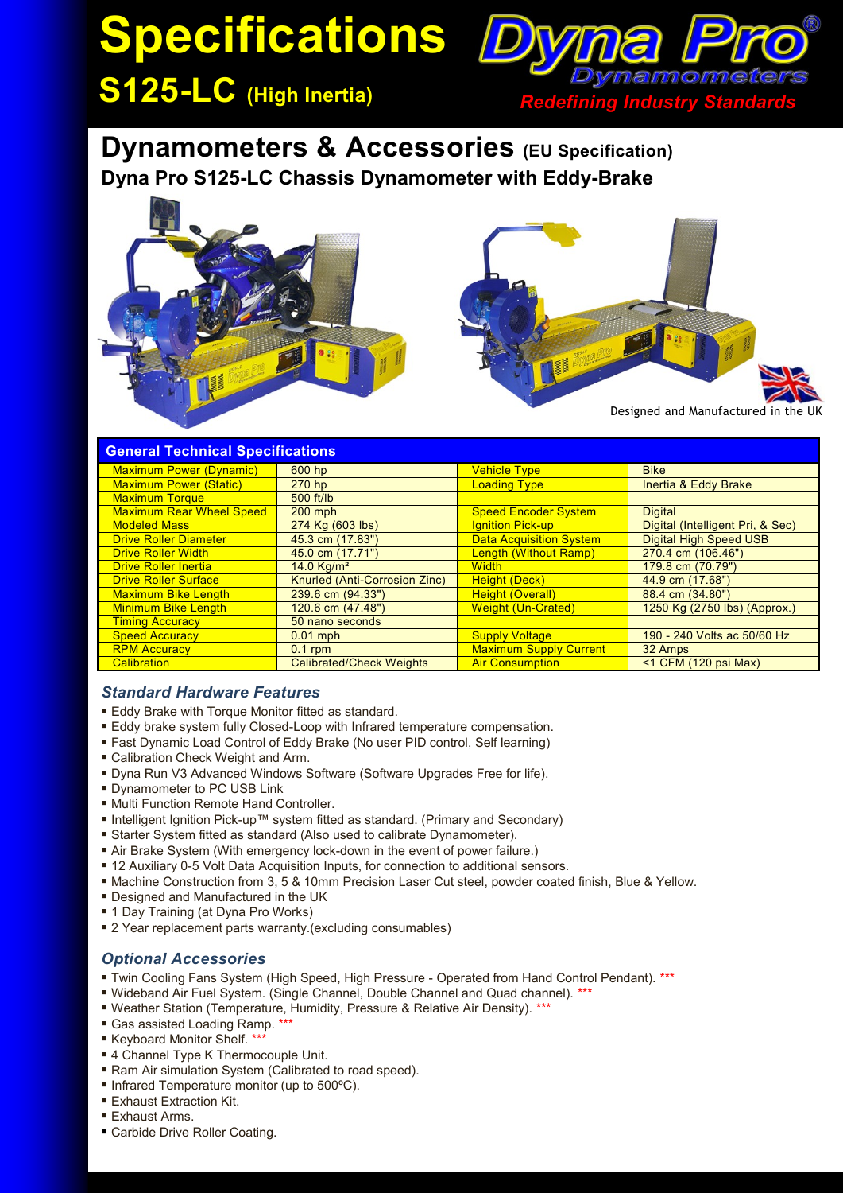# Specifications

## S125-LC (High Inertia)

Dyna Pro Dynamometers

*Redefining Industry Standards*

# Dynamometers & Accessories (EU Specification)

## Dyna Pro S125-LC Chassis Dynamometer with Eddy-Brake

Designed and Manufactured in the UK

| General Technical Specifications | | | |
|---|---|---|---|
| Maximum Power (Dynamic) | 600 hp | Vehicle Type | Bike |
| Maximum Power (Static) | 270 hp | Loading Type | Inertia & Eddy Brake |
| Maximum Torque | 500 ft/lb | | |
| Maximum Rear Wheel Speed | 200 mph | Speed Encoder System | Digital |
| Modeled Mass | 274 Kg (603 lbs) | Ignition Pick-up | Digital (Intelligent Pri, & Sec) |
| Drive Roller Diameter | 45.3 cm (17.83") | Data Acquisition System | Digital High Speed USB |
| Drive Roller Width | 45.0 cm (17.71") | Length (Without Ramp) | 270.4 cm (106.46") |
| Drive Roller Inertia | 14.0 Kg/m² | Width | 179.8 cm (70.79") |
| Drive Roller Surface | Knurled (Anti-Corrosion Zinc) | Height (Deck) | 44.9 cm (17.68") |
| Maximum Bike Length | 239.6 cm (94.33") | Height (Overall) | 88.4 cm (34.80") |
| Minimum Bike Length | 120.6 cm (47.48") | Weight (Un-Crated) | 1250 Kg (2750 lbs) (Approx.) |
| Timing Accuracy | 50 nano seconds | | |
| Speed Accuracy | 0.01 mph | Supply Voltage | 190 - 240 Volts ac 50/60 Hz |
| RPM Accuracy | 0.1 rpm | Maximum Supply Current | 32 Amps |
| Calibration | Calibrated/Check Weights | Air Consumption | <1 CFM (120 psi Max) |

### *Standard Hardware Features*

- Eddy Brake with Torque Monitor fitted as standard.
- Eddy brake system fully Closed-Loop with Infrared temperature compensation.
- Fast Dynamic Load Control of Eddy Brake (No user PID control, Self learning)
- Calibration Check Weight and Arm.
- Dyna Run V3 Advanced Windows Software (Software Upgrades Free for life).
- Dynamometer to PC USB Link
- Multi Function Remote Hand Controller.
- Intelligent Ignition Pick-up™ system fitted as standard. (Primary and Secondary)
- Starter System fitted as standard (Also used to calibrate Dynamometer).
- Air Brake System (With emergency lock-down in the event of power failure.)
- 12 Auxiliary 0-5 Volt Data Acquisition Inputs, for connection to additional sensors.
- Machine Construction from 3, 5 & 10mm Precision Laser Cut steel, powder coated finish, Blue & Yellow.
- Designed and Manufactured in the UK
- 1 Day Training (at Dyna Pro Works)
- 2 Year replacement parts warranty.(excluding consumables)

### *Optional Accessories*

- Twin Cooling Fans System (High Speed, High Pressure - Operated from Hand Control Pendant). ***
- Wideband Air Fuel System. (Single Channel, Double Channel and Quad channel). ***
- Weather Station (Temperature, Humidity, Pressure & Relative Air Density). ***
- Gas assisted Loading Ramp. ***
- Keyboard Monitor Shelf. ***
- 4 Channel Type K Thermocouple Unit.
- Ram Air simulation System (Calibrated to road speed).
- Infrared Temperature monitor (up to 500ºC).
- Exhaust Extraction Kit.
- Exhaust Arms.
- Carbide Drive Roller Coating.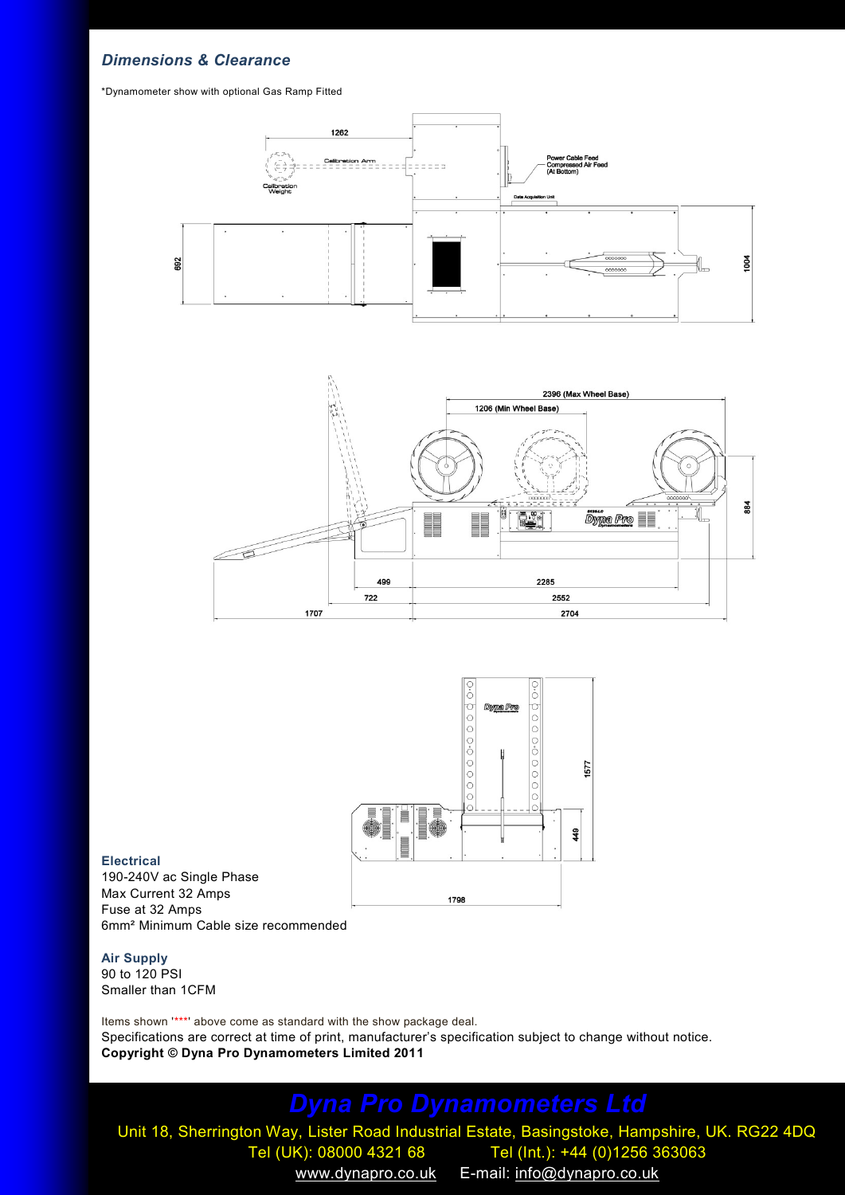## *Dimensions & Clearance*

*Dynamometer show with optional Gas Ramp Fitted

1262

Calibration Arm

Calibration Weight

Power Cable Feed
Compressed Air Feed
(At Bottom)

Data Acquisition Unit

692

1004

2396 (Max Wheel Base)

1206 (Min Wheel Base)

884

499

2285

722

2552

1707

2704

1577

449

1798

**Electrical**
190-240V ac Single Phase
Max Current 32 Amps
Fuse at 32 Amps
6mm² Minimum Cable size recommended

**Air Supply**
90 to 120 PSI
Smaller than 1CFM

Items shown '***' above come as standard with the show package deal.

Specifications are correct at time of print, manufacturer's specification subject to change without notice.

**Copyright © Dyna Pro Dynamometers Limited 2011**

***Dyna Pro Dynamometers Ltd***

Unit 18, Sherrington Way, Lister Road Industrial Estate, Basingstoke, Hampshire, UK. RG22 4DQ

Tel (UK): 08000 4321 68 Tel (Int.): +44 (0)1256 363063

www.dynapro.co.uk E-mail: info@dynapro.co.uk